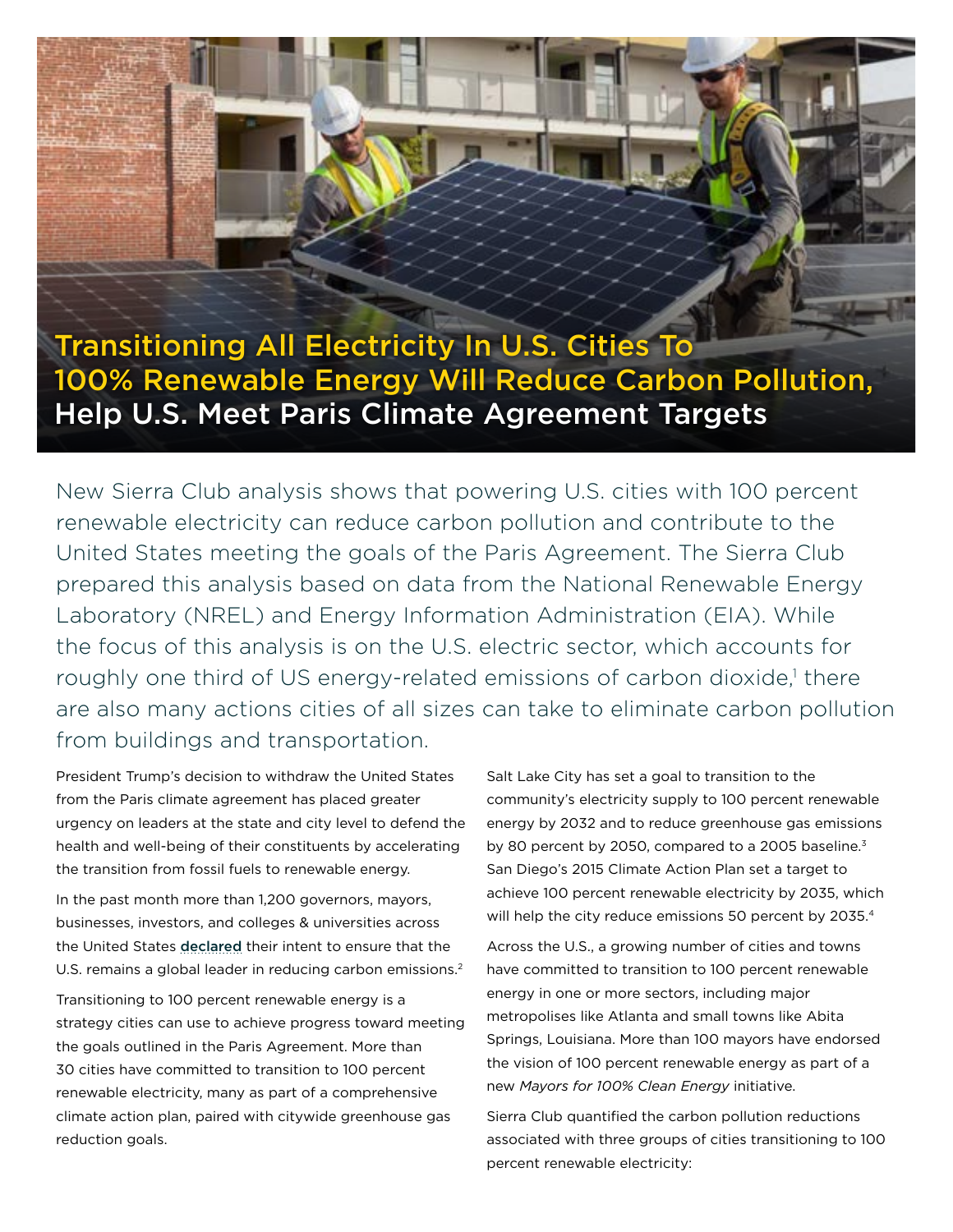# Transitioning All Electricity In U.S. Cities To 100% Renewable Energy Will Reduce Carbon Pollution, Help U.S. Meet Paris Climate Agreement Targets

New Sierra Club analysis shows that powering U.S. cities with 100 percent renewable electricity can reduce carbon pollution and contribute to the United States meeting the goals of the Paris Agreement. The Sierra Club prepared this analysis based on data from the National Renewable Energy Laboratory (NREL) and Energy Information Administration (EIA). While the focus of this analysis is on the U.S. electric sector, which accounts for roughly one third of US energy-related emissions of carbon dioxide,[1] there are also many actions cities of all sizes can take to eliminate carbon pollution from buildings and transportation.

President Trump's decision to withdraw the United States from the Paris climate agreement has placed greater urgency on leaders at the state and city level to defend the health and well-being of their constituents by accelerating the transition from fossil fuels to renewable energy.

In the past month more than 1,200 governors, mayors, businesses, investors, and colleges & universities across the United States **declared** their intent to ensure that the U.S. remains a global leader in reducing carbon emissions.[2]

Transitioning to 100 percent renewable energy is a strategy cities can use to achieve progress toward meeting the goals outlined in the Paris Agreement. More than 30 cities have committed to transition to 100 percent renewable electricity, many as part of a comprehensive climate action plan, paired with citywide greenhouse gas reduction goals.

Salt Lake City has set a goal to transition to the community's electricity supply to 100 percent renewable energy by 2032 and to reduce greenhouse gas emissions by 80 percent by 2050, compared to a 2005 baseline.[3] San Diego's 2015 Climate Action Plan set a target to achieve 100 percent renewable electricity by 2035, which will help the city reduce emissions 50 percent by 2035.[4]

Across the U.S., a growing number of cities and towns have committed to transition to 100 percent renewable energy in one or more sectors, including major metropolises like Atlanta and small towns like Abita Springs, Louisiana. More than 100 mayors have endorsed the vision of 100 percent renewable energy as part of a new *Mayors for 100% Clean Energy* initiative.

Sierra Club quantified the carbon pollution reductions associated with three groups of cities transitioning to 100 percent renewable electricity: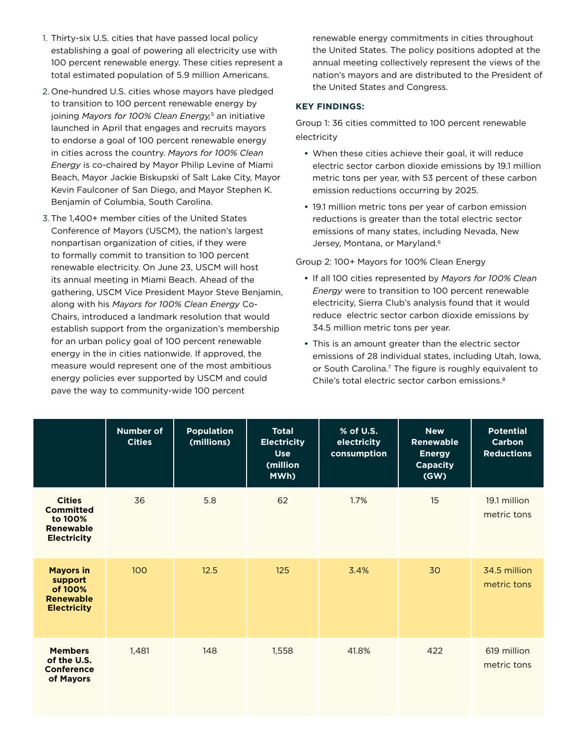1. Thirty-six U.S. cities that have passed local policy establishing a goal of powering all electricity use with 100 percent renewable energy. These cities represent a total estimated population of 5.9 million Americans.
2. One-hundred U.S. cities whose mayors have pledged to transition to 100 percent renewable energy by joining *Mayors for 100% Clean Energy,*[5] an initiative launched in April that engages and recruits mayors to endorse a goal of 100 percent renewable energy in cities across the country. *Mayors for 100% Clean Energy* is co-chaired by Mayor Philip Levine of Miami Beach, Mayor Jackie Biskupski of Salt Lake City, Mayor Kevin Faulconer of San Diego, and Mayor Stephen K. Benjamin of Columbia, South Carolina.
3. The 1,400+ member cities of the United States Conference of Mayors (USCM), the nation's largest nonpartisan organization of cities, if they were to formally commit to transition to 100 percent renewable electricity. On June 23, USCM will host its annual meeting in Miami Beach. Ahead of the gathering, USCM Vice President Mayor Steve Benjamin, along with his *Mayors for 100% Clean Energy* Co-Chairs, introduced a landmark resolution that would establish support from the organization's membership for an urban policy goal of 100 percent renewable energy in the in cities nationwide. If approved, the measure would represent one of the most ambitious energy policies ever supported by USCM and could pave the way to community-wide 100 percent renewable energy commitments in cities throughout the United States. The policy positions adopted at the annual meeting collectively represent the views of the nation's mayors and are distributed to the President of the United States and Congress.

**KEY FINDINGS:**

Group 1: 36 cities committed to 100 percent renewable electricity

- When these cities achieve their goal, it will reduce electric sector carbon dioxide emissions by 19.1 million metric tons per year, with 53 percent of these carbon emission reductions occurring by 2025.
- 19.1 million metric tons per year of carbon emission reductions is greater than the total electric sector emissions of many states, including Nevada, New Jersey, Montana, or Maryland.[6]

Group 2: 100+ Mayors for 100% Clean Energy

- If all 100 cities represented by *Mayors for 100% Clean Energy* were to transition to 100 percent renewable electricity, Sierra Club's analysis found that it would reduce electric sector carbon dioxide emissions by 34.5 million metric tons per year.
- This is an amount greater than the electric sector emissions of 28 individual states, including Utah, Iowa, or South Carolina.[7] The figure is roughly equivalent to Chile's total electric sector carbon emissions.[8]

| | Number of Cities | Population (millions) | Total Electricity Use (million MWh) | % of U.S. electricity consumption | New Renewable Energy Capacity (GW) | Potential Carbon Reductions |
|---|---|---|---|---|---|---|
| **Cities Committed to 100% Renewable Electricity** | 36 | 5.8 | 62 | 1.7% | 15 | 19.1 million metric tons |
| **Mayors in support of 100% Renewable Electricity** | 100 | 12.5 | 125 | 3.4% | 30 | 34.5 million metric tons |
| **Members of the U.S. Conference of Mayors** | 1,481 | 148 | 1,558 | 41.8% | 422 | 619 million metric tons |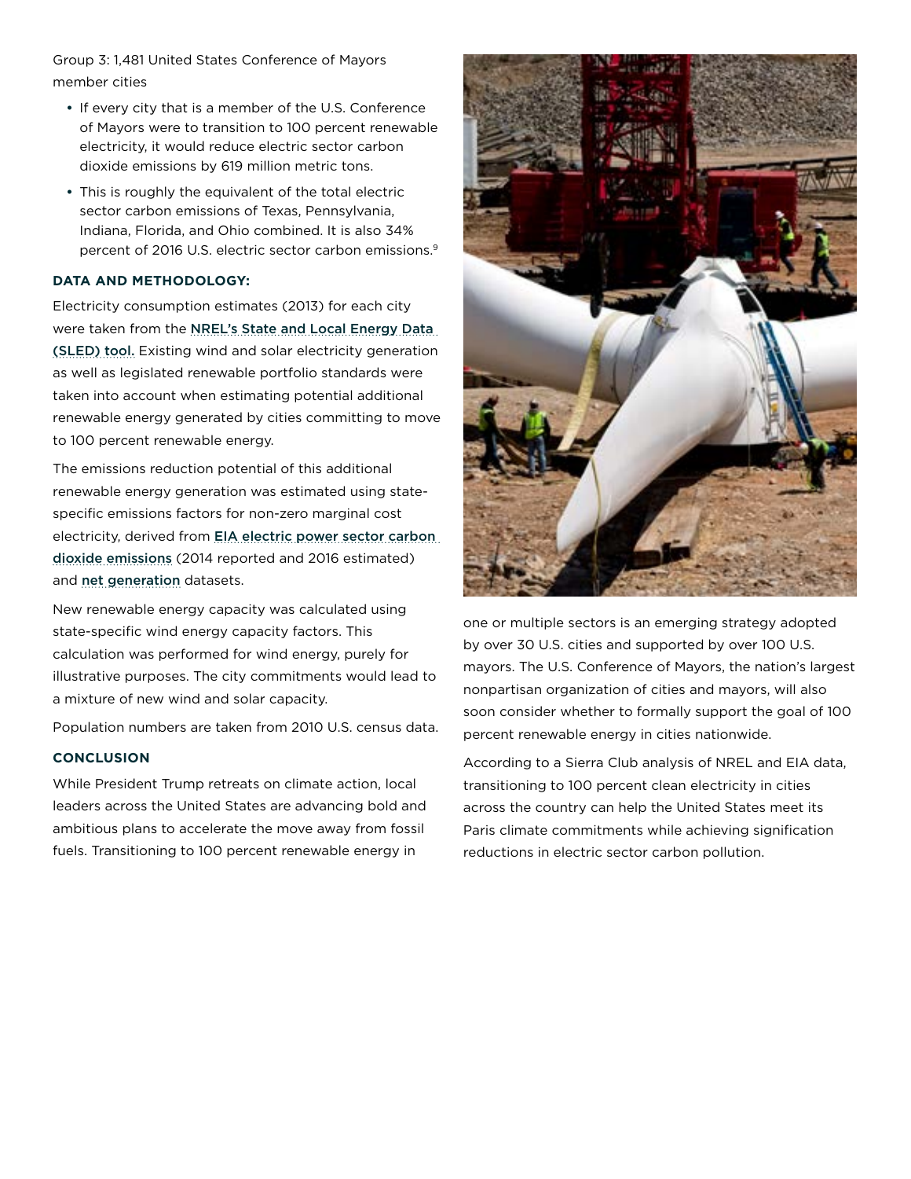Group 3: 1,481 United States Conference of Mayors member cities

- If every city that is a member of the U.S. Conference of Mayors were to transition to 100 percent renewable electricity, it would reduce electric sector carbon dioxide emissions by 619 million metric tons.
- This is roughly the equivalent of the total electric sector carbon emissions of Texas, Pennsylvania, Indiana, Florida, and Ohio combined. It is also 34% percent of 2016 U.S. electric sector carbon emissions.[9]

**DATA AND METHODOLOGY:**

Electricity consumption estimates (2013) for each city were taken from the NREL's State and Local Energy Data (SLED) tool. Existing wind and solar electricity generation as well as legislated renewable portfolio standards were taken into account when estimating potential additional renewable energy generated by cities committing to move to 100 percent renewable energy.

The emissions reduction potential of this additional renewable energy generation was estimated using state-specific emissions factors for non-zero marginal cost electricity, derived from EIA electric power sector carbon dioxide emissions (2014 reported and 2016 estimated) and net generation datasets.

New renewable energy capacity was calculated using state-specific wind energy capacity factors. This calculation was performed for wind energy, purely for illustrative purposes. The city commitments would lead to a mixture of new wind and solar capacity.

Population numbers are taken from 2010 U.S. census data.

**CONCLUSION**

While President Trump retreats on climate action, local leaders across the United States are advancing bold and ambitious plans to accelerate the move away from fossil fuels. Transitioning to 100 percent renewable energy in one or multiple sectors is an emerging strategy adopted by over 30 U.S. cities and supported by over 100 U.S. mayors. The U.S. Conference of Mayors, the nation's largest nonpartisan organization of cities and mayors, will also soon consider whether to formally support the goal of 100 percent renewable energy in cities nationwide.

According to a Sierra Club analysis of NREL and EIA data, transitioning to 100 percent clean electricity in cities across the country can help the United States meet its Paris climate commitments while achieving signification reductions in electric sector carbon pollution.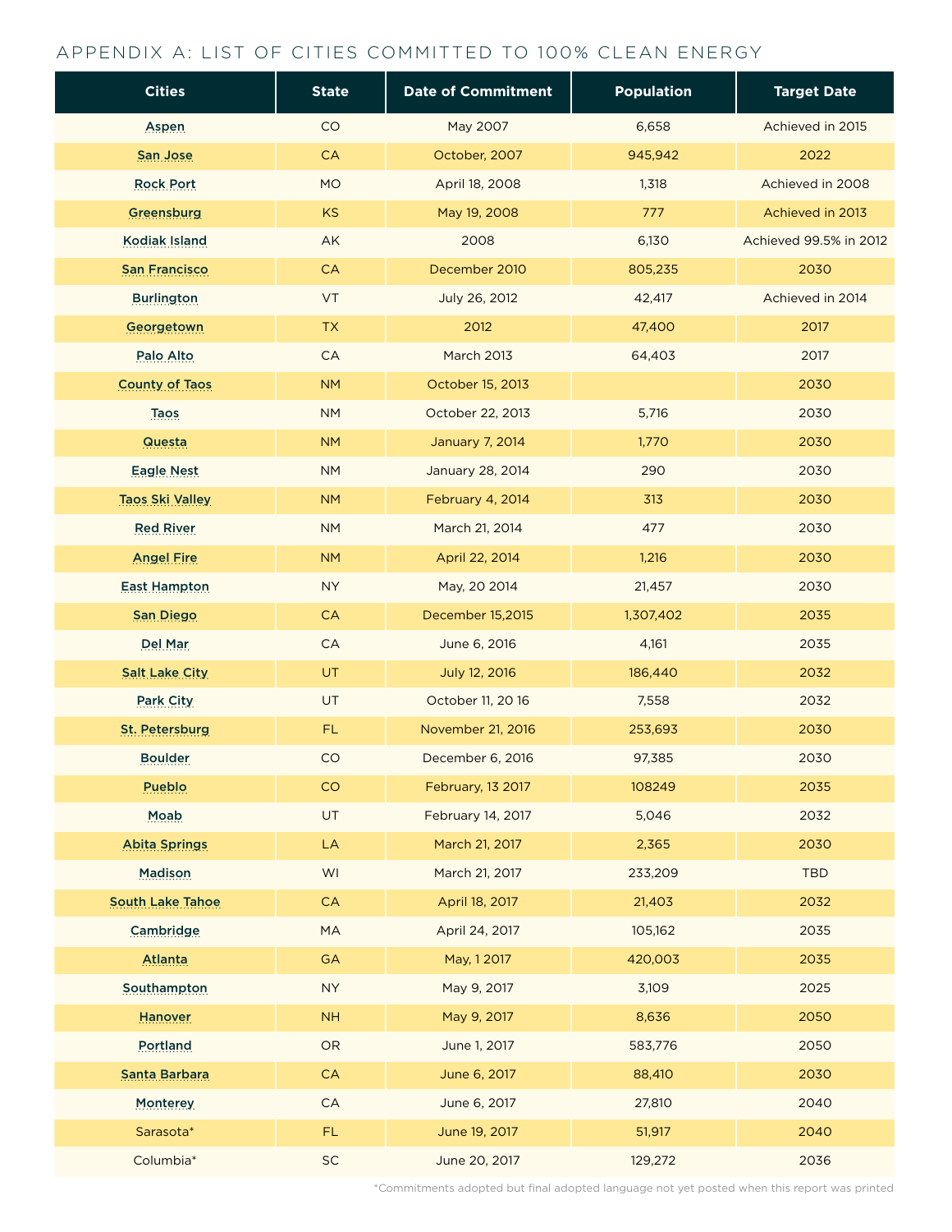## APPENDIX A: LIST OF CITIES COMMITTED TO 100% CLEAN ENERGY

| Cities | State | Date of Commitment | Population | Target Date |
|---|---|---|---|---|
| Aspen | CO | May 2007 | 6,658 | Achieved in 2015 |
| San Jose | CA | October, 2007 | 945,942 | 2022 |
| Rock Port | MO | April 18, 2008 | 1,318 | Achieved in 2008 |
| Greensburg | KS | May 19, 2008 | 777 | Achieved in 2013 |
| Kodiak Island | AK | 2008 | 6,130 | Achieved 99.5% in 2012 |
| San Francisco | CA | December 2010 | 805,235 | 2030 |
| Burlington | VT | July 26, 2012 | 42,417 | Achieved in 2014 |
| Georgetown | TX | 2012 | 47,400 | 2017 |
| Palo Alto | CA | March 2013 | 64,403 | 2017 |
| County of Taos | NM | October 15, 2013 | | 2030 |
| Taos | NM | October 22, 2013 | 5,716 | 2030 |
| Questa | NM | January 7, 2014 | 1,770 | 2030 |
| Eagle Nest | NM | January 28, 2014 | 290 | 2030 |
| Taos Ski Valley | NM | February 4, 2014 | 313 | 2030 |
| Red River | NM | March 21, 2014 | 477 | 2030 |
| Angel Fire | NM | April 22, 2014 | 1,216 | 2030 |
| East Hampton | NY | May, 20 2014 | 21,457 | 2030 |
| San Diego | CA | December 15,2015 | 1,307,402 | 2035 |
| Del Mar | CA | June 6, 2016 | 4,161 | 2035 |
| Salt Lake City | UT | July 12, 2016 | 186,440 | 2032 |
| Park City | UT | October 11, 20 16 | 7,558 | 2032 |
| St. Petersburg | FL | November 21, 2016 | 253,693 | 2030 |
| Boulder | CO | December 6, 2016 | 97,385 | 2030 |
| Pueblo | CO | February, 13 2017 | 108249 | 2035 |
| Moab | UT | February 14, 2017 | 5,046 | 2032 |
| Abita Springs | LA | March 21, 2017 | 2,365 | 2030 |
| Madison | WI | March 21, 2017 | 233,209 | TBD |
| South Lake Tahoe | CA | April 18, 2017 | 21,403 | 2032 |
| Cambridge | MA | April 24, 2017 | 105,162 | 2035 |
| Atlanta | GA | May, 1 2017 | 420,003 | 2035 |
| Southampton | NY | May 9, 2017 | 3,109 | 2025 |
| Hanover | NH | May 9, 2017 | 8,636 | 2050 |
| Portland | OR | June 1, 2017 | 583,776 | 2050 |
| Santa Barbara | CA | June 6, 2017 | 88,410 | 2030 |
| Monterey | CA | June 6, 2017 | 27,810 | 2040 |
| Sarasota* | FL | June 19, 2017 | 51,917 | 2040 |
| Columbia* | SC | June 20, 2017 | 129,272 | 2036 |

*Commitments adopted but final adopted language not yet posted when this report was printed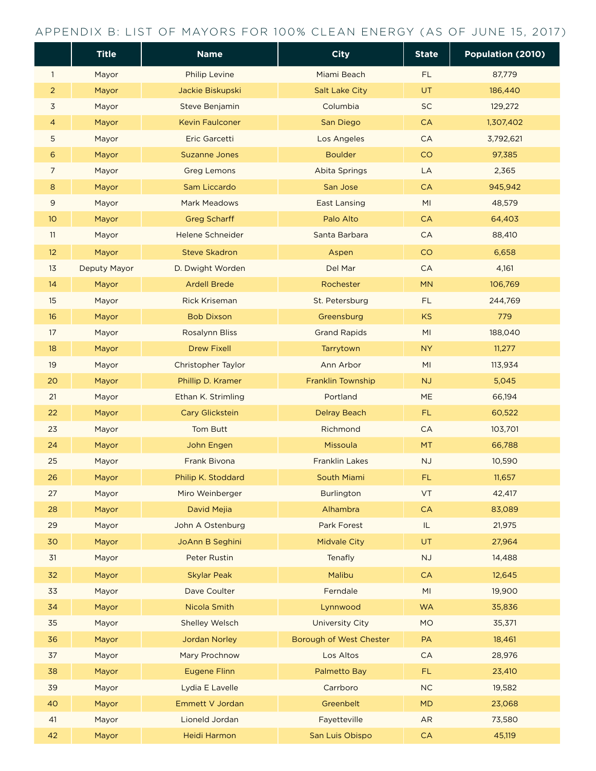## APPENDIX B: LIST OF MAYORS FOR 100% CLEAN ENERGY (AS OF JUNE 15, 2017)

| | Title | Name | City | State | Population (2010) |
|---|---|---|---|---|---|
| 1 | Mayor | Philip Levine | Miami Beach | FL | 87,779 |
| 2 | Mayor | Jackie Biskupski | Salt Lake City | UT | 186,440 |
| 3 | Mayor | Steve Benjamin | Columbia | SC | 129,272 |
| 4 | Mayor | Kevin Faulconer | San Diego | CA | 1,307,402 |
| 5 | Mayor | Eric Garcetti | Los Angeles | CA | 3,792,621 |
| 6 | Mayor | Suzanne Jones | Boulder | CO | 97,385 |
| 7 | Mayor | Greg Lemons | Abita Springs | LA | 2,365 |
| 8 | Mayor | Sam Liccardo | San Jose | CA | 945,942 |
| 9 | Mayor | Mark Meadows | East Lansing | MI | 48,579 |
| 10 | Mayor | Greg Scharff | Palo Alto | CA | 64,403 |
| 11 | Mayor | Helene Schneider | Santa Barbara | CA | 88,410 |
| 12 | Mayor | Steve Skadron | Aspen | CO | 6,658 |
| 13 | Deputy Mayor | D. Dwight Worden | Del Mar | CA | 4,161 |
| 14 | Mayor | Ardell Brede | Rochester | MN | 106,769 |
| 15 | Mayor | Rick Kriseman | St. Petersburg | FL | 244,769 |
| 16 | Mayor | Bob Dixson | Greensburg | KS | 779 |
| 17 | Mayor | Rosalynn Bliss | Grand Rapids | MI | 188,040 |
| 18 | Mayor | Drew Fixell | Tarrytown | NY | 11,277 |
| 19 | Mayor | Christopher Taylor | Ann Arbor | MI | 113,934 |
| 20 | Mayor | Phillip D. Kramer | Franklin Township | NJ | 5,045 |
| 21 | Mayor | Ethan K. Strimling | Portland | ME | 66,194 |
| 22 | Mayor | Cary Glickstein | Delray Beach | FL | 60,522 |
| 23 | Mayor | Tom Butt | Richmond | CA | 103,701 |
| 24 | Mayor | John Engen | Missoula | MT | 66,788 |
| 25 | Mayor | Frank Bivona | Franklin Lakes | NJ | 10,590 |
| 26 | Mayor | Philip K. Stoddard | South Miami | FL | 11,657 |
| 27 | Mayor | Miro Weinberger | Burlington | VT | 42,417 |
| 28 | Mayor | David Mejia | Alhambra | CA | 83,089 |
| 29 | Mayor | John A Ostenburg | Park Forest | IL | 21,975 |
| 30 | Mayor | JoAnn B Seghini | Midvale City | UT | 27,964 |
| 31 | Mayor | Peter Rustin | Tenafly | NJ | 14,488 |
| 32 | Mayor | Skylar Peak | Malibu | CA | 12,645 |
| 33 | Mayor | Dave Coulter | Ferndale | MI | 19,900 |
| 34 | Mayor | Nicola Smith | Lynnwood | WA | 35,836 |
| 35 | Mayor | Shelley Welsch | University City | MO | 35,371 |
| 36 | Mayor | Jordan Norley | Borough of West Chester | PA | 18,461 |
| 37 | Mayor | Mary Prochnow | Los Altos | CA | 28,976 |
| 38 | Mayor | Eugene Flinn | Palmetto Bay | FL | 23,410 |
| 39 | Mayor | Lydia E Lavelle | Carrboro | NC | 19,582 |
| 40 | Mayor | Emmett V Jordan | Greenbelt | MD | 23,068 |
| 41 | Mayor | Lioneld Jordan | Fayetteville | AR | 73,580 |
| 42 | Mayor | Heidi Harmon | San Luis Obispo | CA | 45,119 |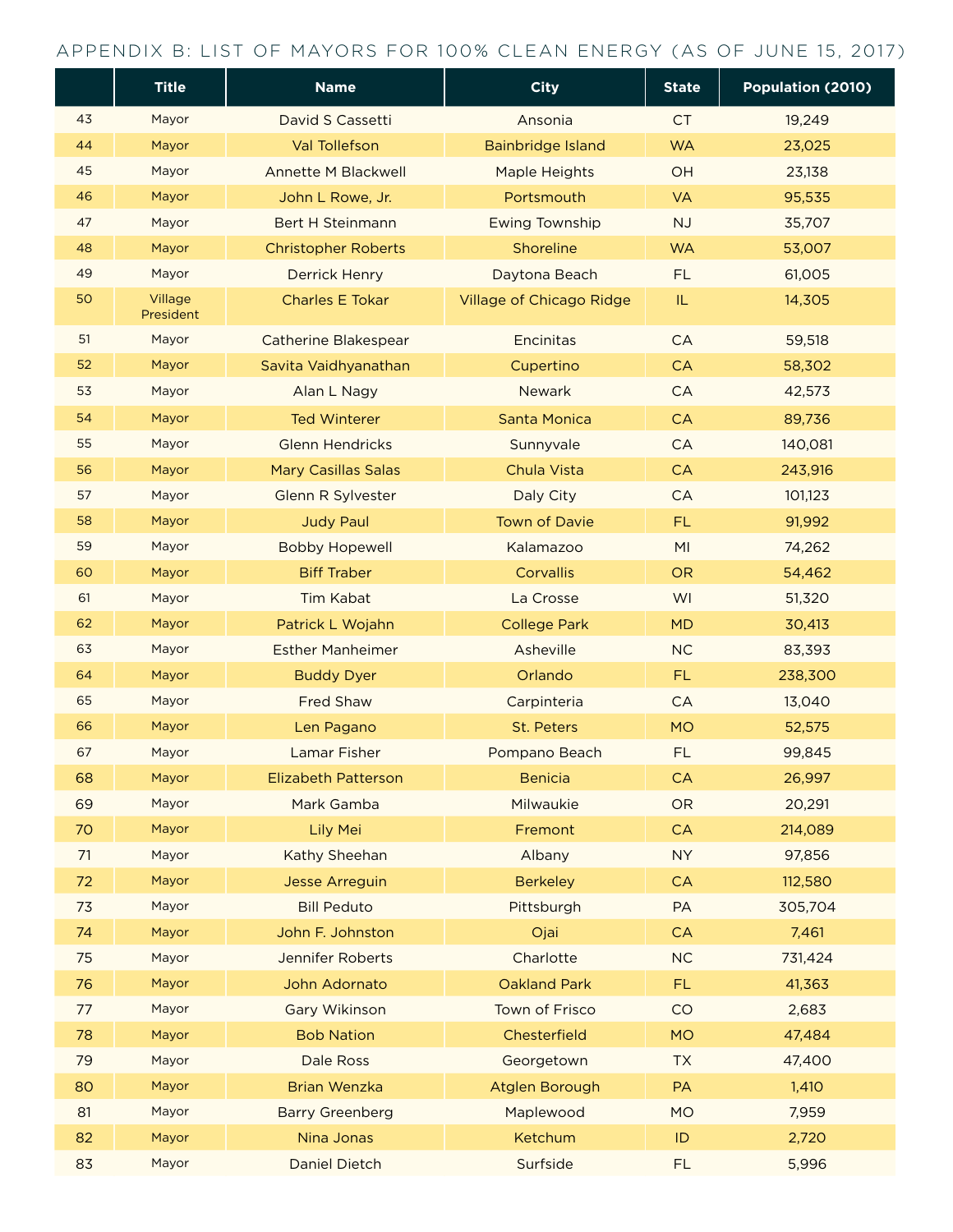## APPENDIX B: LIST OF MAYORS FOR 100% CLEAN ENERGY (AS OF JUNE 15, 2017)

| | Title | Name | City | State | Population (2010) |
|---|---|---|---|---|---|
| 43 | Mayor | David S Cassetti | Ansonia | CT | 19,249 |
| 44 | Mayor | Val Tollefson | Bainbridge Island | WA | 23,025 |
| 45 | Mayor | Annette M Blackwell | Maple Heights | OH | 23,138 |
| 46 | Mayor | John L Rowe, Jr. | Portsmouth | VA | 95,535 |
| 47 | Mayor | Bert H Steinmann | Ewing Township | NJ | 35,707 |
| 48 | Mayor | Christopher Roberts | Shoreline | WA | 53,007 |
| 49 | Mayor | Derrick Henry | Daytona Beach | FL | 61,005 |
| 50 | Village President | Charles E Tokar | Village of Chicago Ridge | IL | 14,305 |
| 51 | Mayor | Catherine Blakespear | Encinitas | CA | 59,518 |
| 52 | Mayor | Savita Vaidhyanathan | Cupertino | CA | 58,302 |
| 53 | Mayor | Alan L Nagy | Newark | CA | 42,573 |
| 54 | Mayor | Ted Winterer | Santa Monica | CA | 89,736 |
| 55 | Mayor | Glenn Hendricks | Sunnyvale | CA | 140,081 |
| 56 | Mayor | Mary Casillas Salas | Chula Vista | CA | 243,916 |
| 57 | Mayor | Glenn R Sylvester | Daly City | CA | 101,123 |
| 58 | Mayor | Judy Paul | Town of Davie | FL | 91,992 |
| 59 | Mayor | Bobby Hopewell | Kalamazoo | MI | 74,262 |
| 60 | Mayor | Biff Traber | Corvallis | OR | 54,462 |
| 61 | Mayor | Tim Kabat | La Crosse | WI | 51,320 |
| 62 | Mayor | Patrick L Wojahn | College Park | MD | 30,413 |
| 63 | Mayor | Esther Manheimer | Asheville | NC | 83,393 |
| 64 | Mayor | Buddy Dyer | Orlando | FL | 238,300 |
| 65 | Mayor | Fred Shaw | Carpinteria | CA | 13,040 |
| 66 | Mayor | Len Pagano | St. Peters | MO | 52,575 |
| 67 | Mayor | Lamar Fisher | Pompano Beach | FL | 99,845 |
| 68 | Mayor | Elizabeth Patterson | Benicia | CA | 26,997 |
| 69 | Mayor | Mark Gamba | Milwaukie | OR | 20,291 |
| 70 | Mayor | Lily Mei | Fremont | CA | 214,089 |
| 71 | Mayor | Kathy Sheehan | Albany | NY | 97,856 |
| 72 | Mayor | Jesse Arreguin | Berkeley | CA | 112,580 |
| 73 | Mayor | Bill Peduto | Pittsburgh | PA | 305,704 |
| 74 | Mayor | John F. Johnston | Ojai | CA | 7,461 |
| 75 | Mayor | Jennifer Roberts | Charlotte | NC | 731,424 |
| 76 | Mayor | John Adornato | Oakland Park | FL | 41,363 |
| 77 | Mayor | Gary Wikinson | Town of Frisco | CO | 2,683 |
| 78 | Mayor | Bob Nation | Chesterfield | MO | 47,484 |
| 79 | Mayor | Dale Ross | Georgetown | TX | 47,400 |
| 80 | Mayor | Brian Wenzka | Atglen Borough | PA | 1,410 |
| 81 | Mayor | Barry Greenberg | Maplewood | MO | 7,959 |
| 82 | Mayor | Nina Jonas | Ketchum | ID | 2,720 |
| 83 | Mayor | Daniel Dietch | Surfside | FL | 5,996 |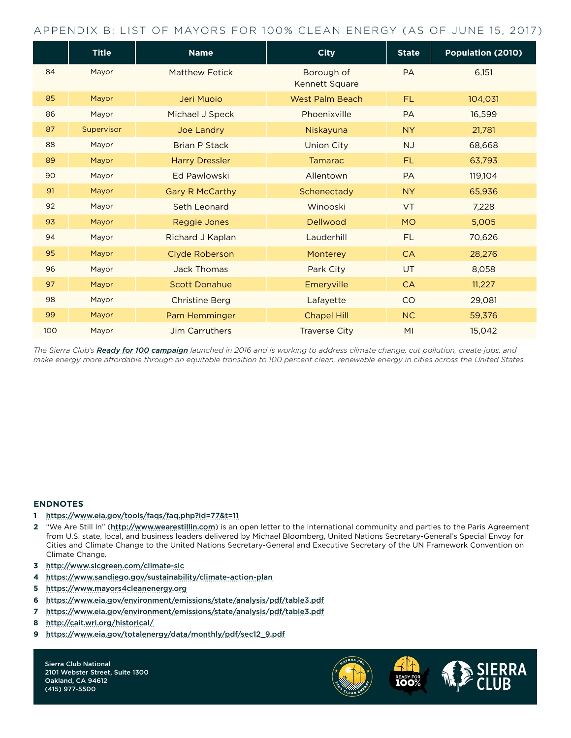## APPENDIX B: LIST OF MAYORS FOR 100% CLEAN ENERGY (AS OF JUNE 15, 2017)

| | Title | Name | City | State | Population (2010) |
|---|---|---|---|---|---|
| 84 | Mayor | Matthew Fetick | Borough of Kennett Square | PA | 6,151 |
| 85 | Mayor | Jeri Muoio | West Palm Beach | FL | 104,031 |
| 86 | Mayor | Michael J Speck | Phoenixville | PA | 16,599 |
| 87 | Supervisor | Joe Landry | Niskayuna | NY | 21,781 |
| 88 | Mayor | Brian P Stack | Union City | NJ | 68,668 |
| 89 | Mayor | Harry Dressler | Tamarac | FL | 63,793 |
| 90 | Mayor | Ed Pawlowski | Allentown | PA | 119,104 |
| 91 | Mayor | Gary R McCarthy | Schenectady | NY | 65,936 |
| 92 | Mayor | Seth Leonard | Winooski | VT | 7,228 |
| 93 | Mayor | Reggie Jones | Dellwood | MO | 5,005 |
| 94 | Mayor | Richard J Kaplan | Lauderhill | FL | 70,626 |
| 95 | Mayor | Clyde Roberson | Monterey | CA | 28,276 |
| 96 | Mayor | Jack Thomas | Park City | UT | 8,058 |
| 97 | Mayor | Scott Donahue | Emeryville | CA | 11,227 |
| 98 | Mayor | Christine Berg | Lafayette | CO | 29,081 |
| 99 | Mayor | Pam Hemminger | Chapel Hill | NC | 59,376 |
| 100 | Mayor | Jim Carruthers | Traverse City | MI | 15,042 |

*The Sierra Club's **Ready for 100 campaign** launched in 2016 and is working to address climate change, cut pollution, create jobs, and make energy more affordable through an equitable transition to 100 percent clean, renewable energy in cities across the United States.*

### ENDNOTES

1. https://www.eia.gov/tools/faqs/faq.php?id=77&t=11
2. "We Are Still In" (http://www.wearestillin.com) is an open letter to the international community and parties to the Paris Agreement from U.S. state, local, and business leaders delivered by Michael Bloomberg, United Nations Secretary-General's Special Envoy for Cities and Climate Change to the United Nations Secretary-General and Executive Secretary of the UN Framework Convention on Climate Change.
3. http://www.slcgreen.com/climate-slc
4. https://www.sandiego.gov/sustainability/climate-action-plan
5. https://www.mayors4cleanenergy.org
6. https://www.eia.gov/environment/emissions/state/analysis/pdf/table3.pdf
7. https://www.eia.gov/environment/emissions/state/analysis/pdf/table3.pdf
8. http://cait.wri.org/historical/
9. https://www.eia.gov/totalenergy/data/monthly/pdf/sec12_9.pdf

Sierra Club National
2101 Webster Street, Suite 1300
Oakland, CA 94612
(415) 977-5500